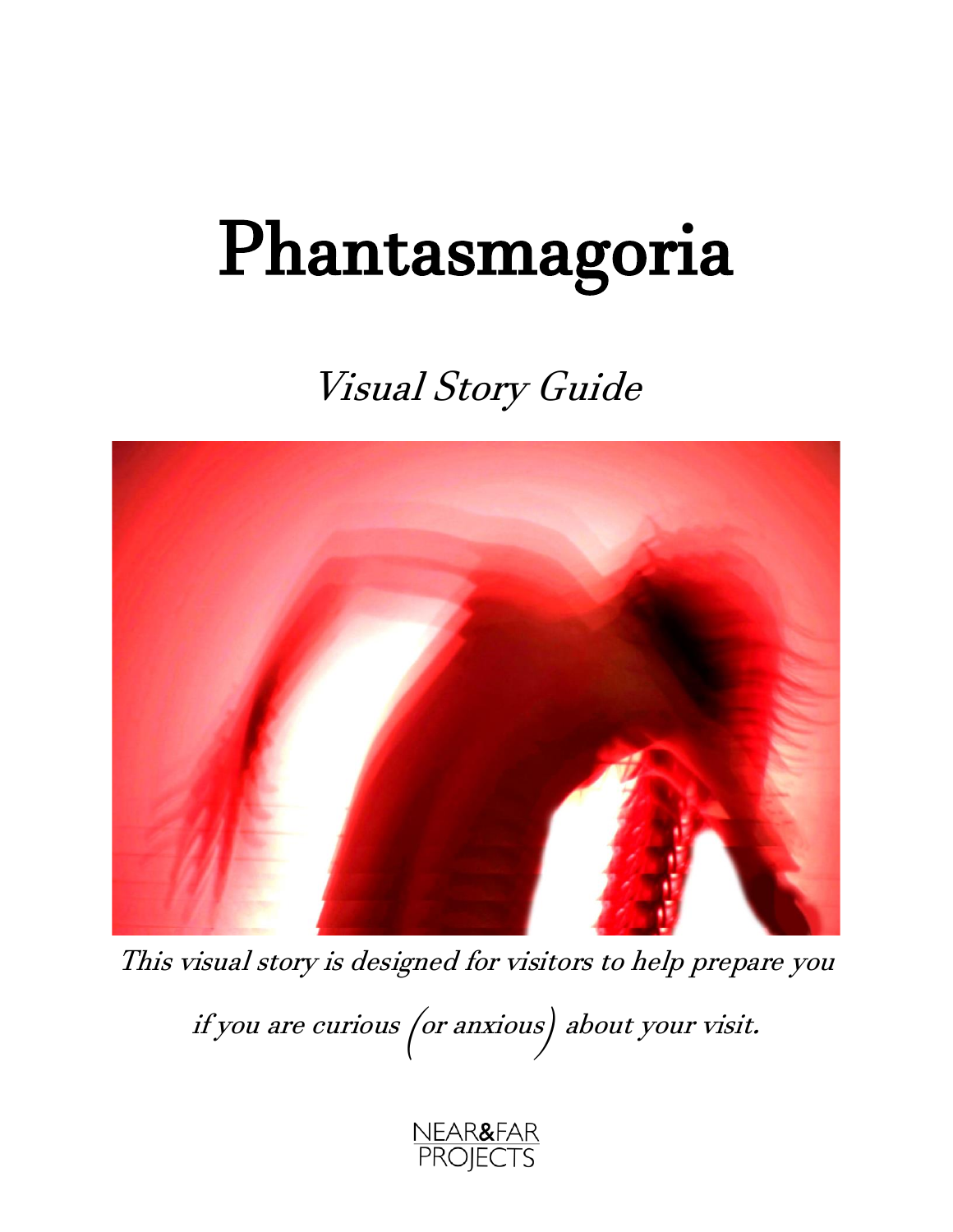# Phantasmagoria

*Visual Story Guide*

*This visual story is designed for visitors to help prepare you if you are curious (or anxious) about your visit.*

NEAR&FAR PROJECTS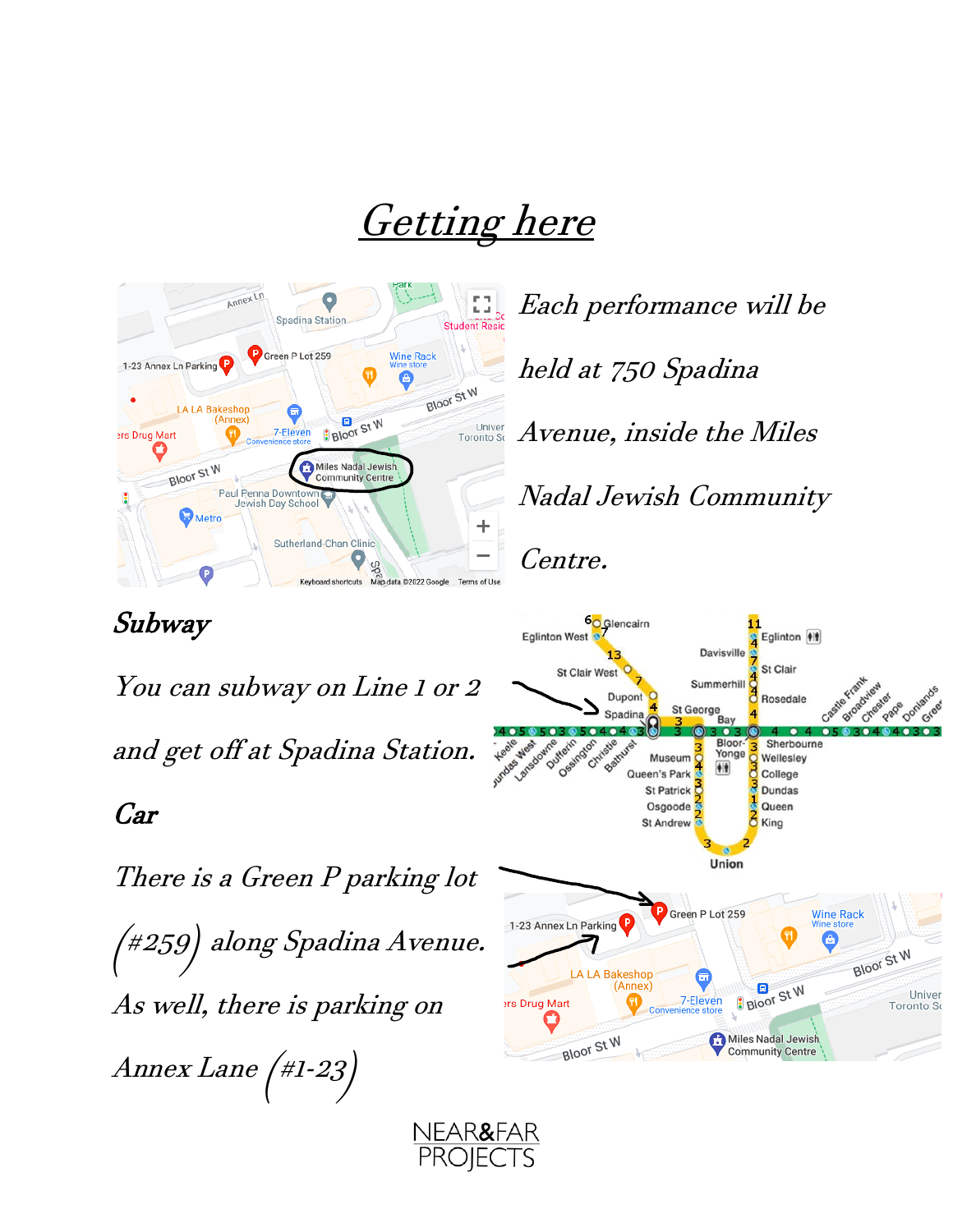# Getting here

*Each performance will be held at 750 Spadina Avenue, inside the Miles Nadal Jewish Community Centre.*

### *Subway*

*You can subway on Line 1 or 2 and get off at Spadina Station.*

### *Car*

*There is a Green P parking lot (#259) along Spadina Avenue. As well, there is parking on Annex Lane (#1-23)*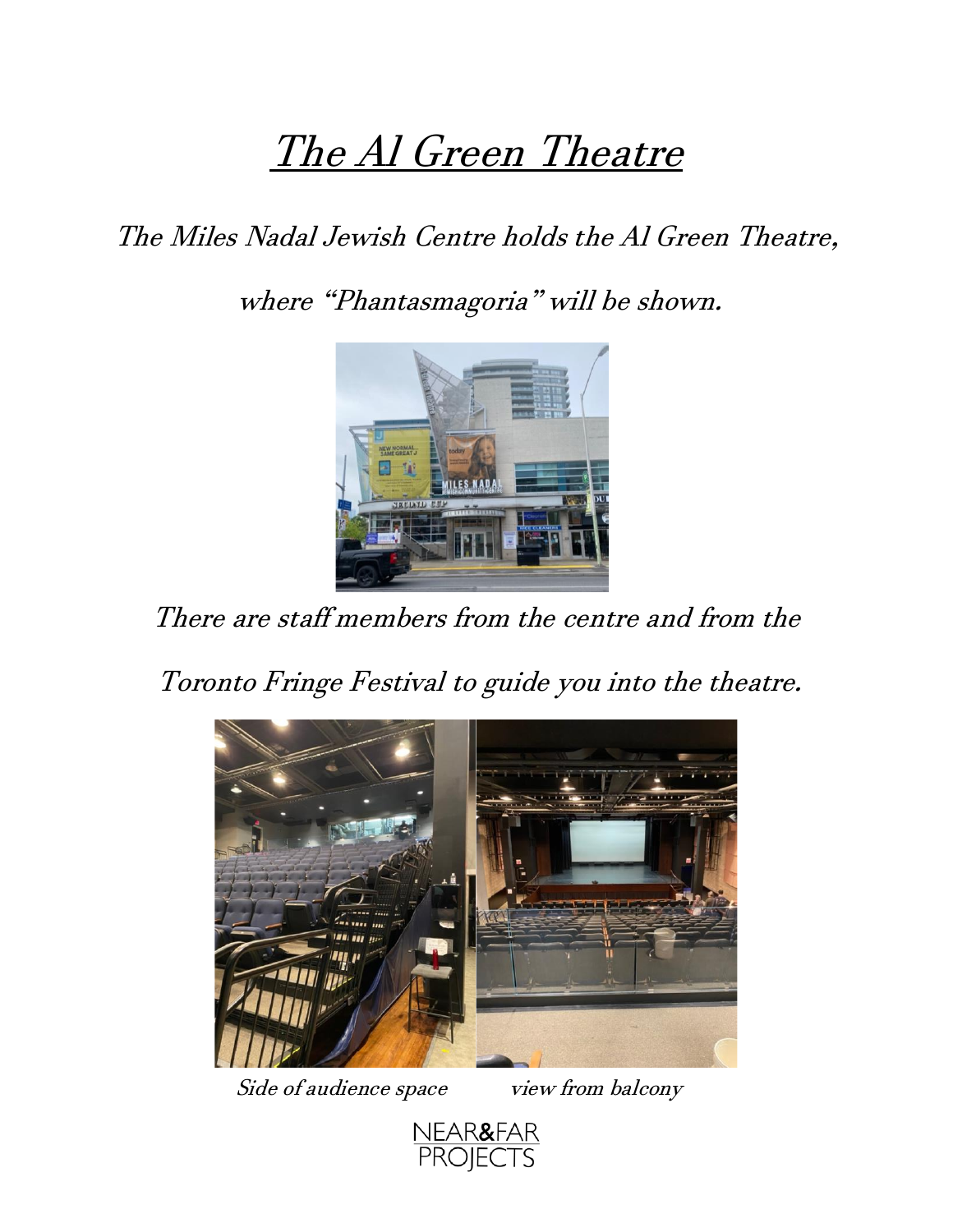# *The Al Green Theatre*

*The Miles Nadal Jewish Centre holds the Al Green Theatre,*

*where "Phantasmagoria" will be shown.*

*There are staff members from the centre and from the*

*Toronto Fringe Festival to guide you into the theatre.*

*Side of audience space* *view from balcony*

NEAR&FAR PROJECTS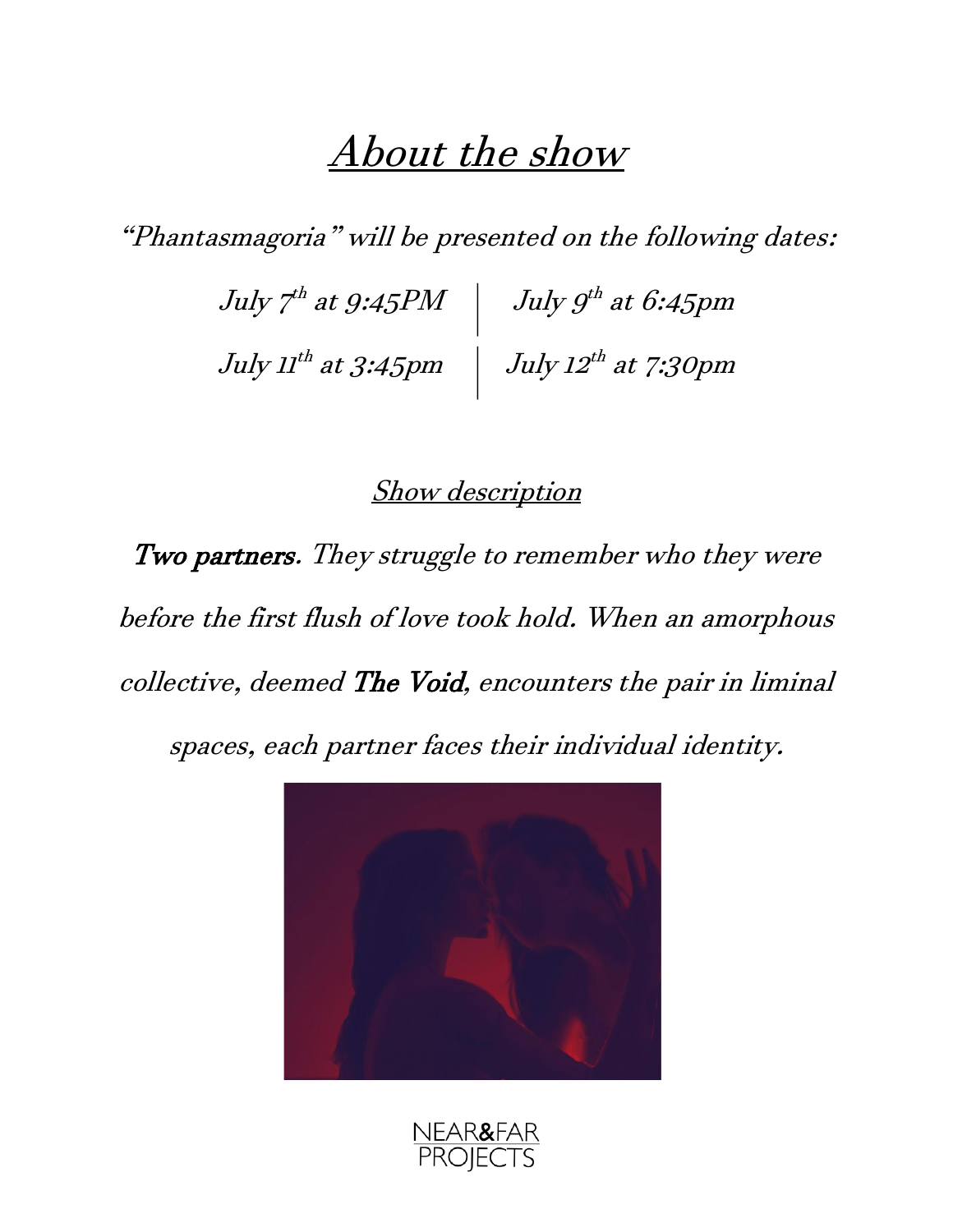# *About the show*

*"Phantasmagoria" will be presented on the following dates:*

| | |
|---|---|
| *July 7th at 9:45PM* | *July 9th at 6:45pm* |
| *July 11th at 3:45pm* | *July 12th at 7:30pm* |

## *Show description*

**Two partners**. *They struggle to remember who they were before the first flush of love took hold. When an amorphous collective, deemed* **The Void**, *encounters the pair in liminal spaces, each partner faces their individual identity.*

NEAR&FAR PROJECTS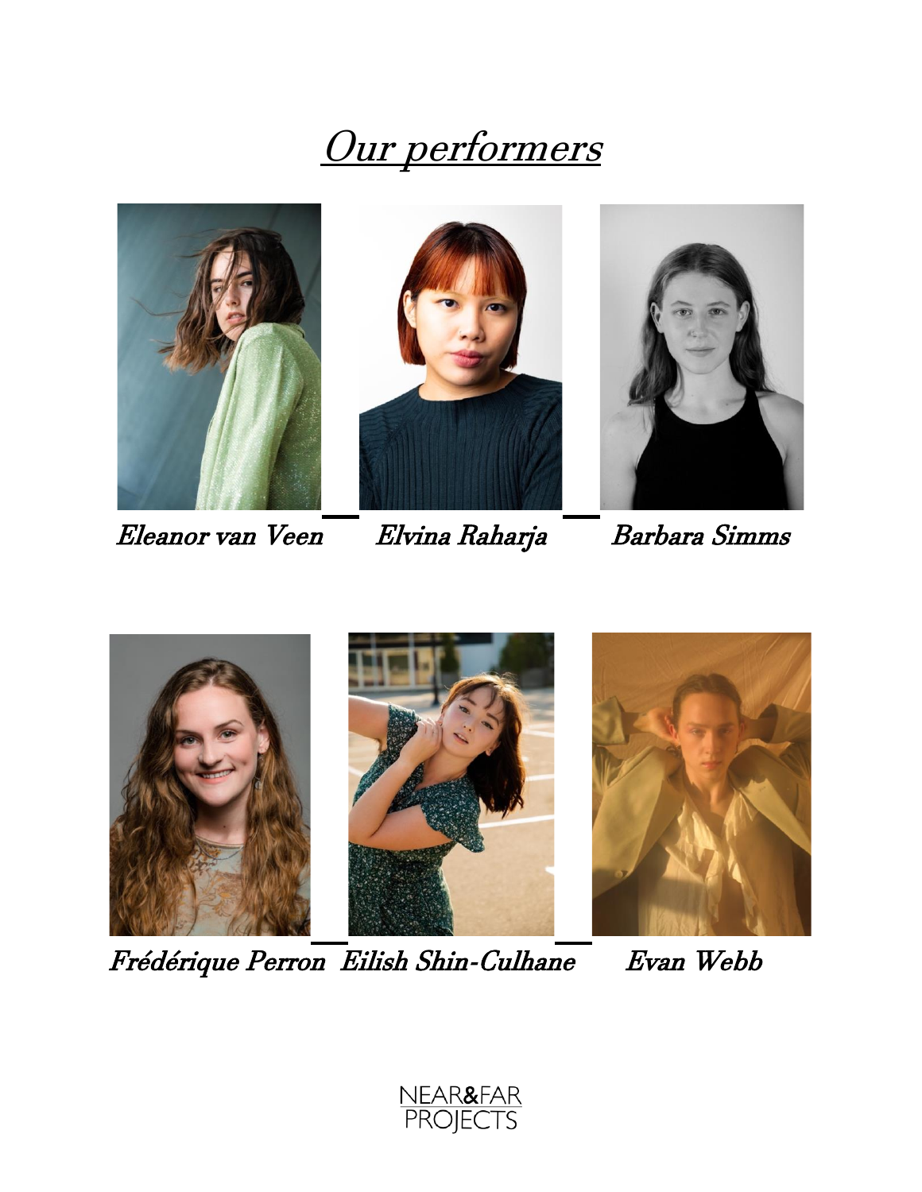# *Our performers*

*Eleanor van Veen* — *Elvina Raharja* — *Barbara Simms*

*Frédérique Perron* — *Eilish Shin-Culhane* — *Evan Webb*

NEAR&FAR PROJECTS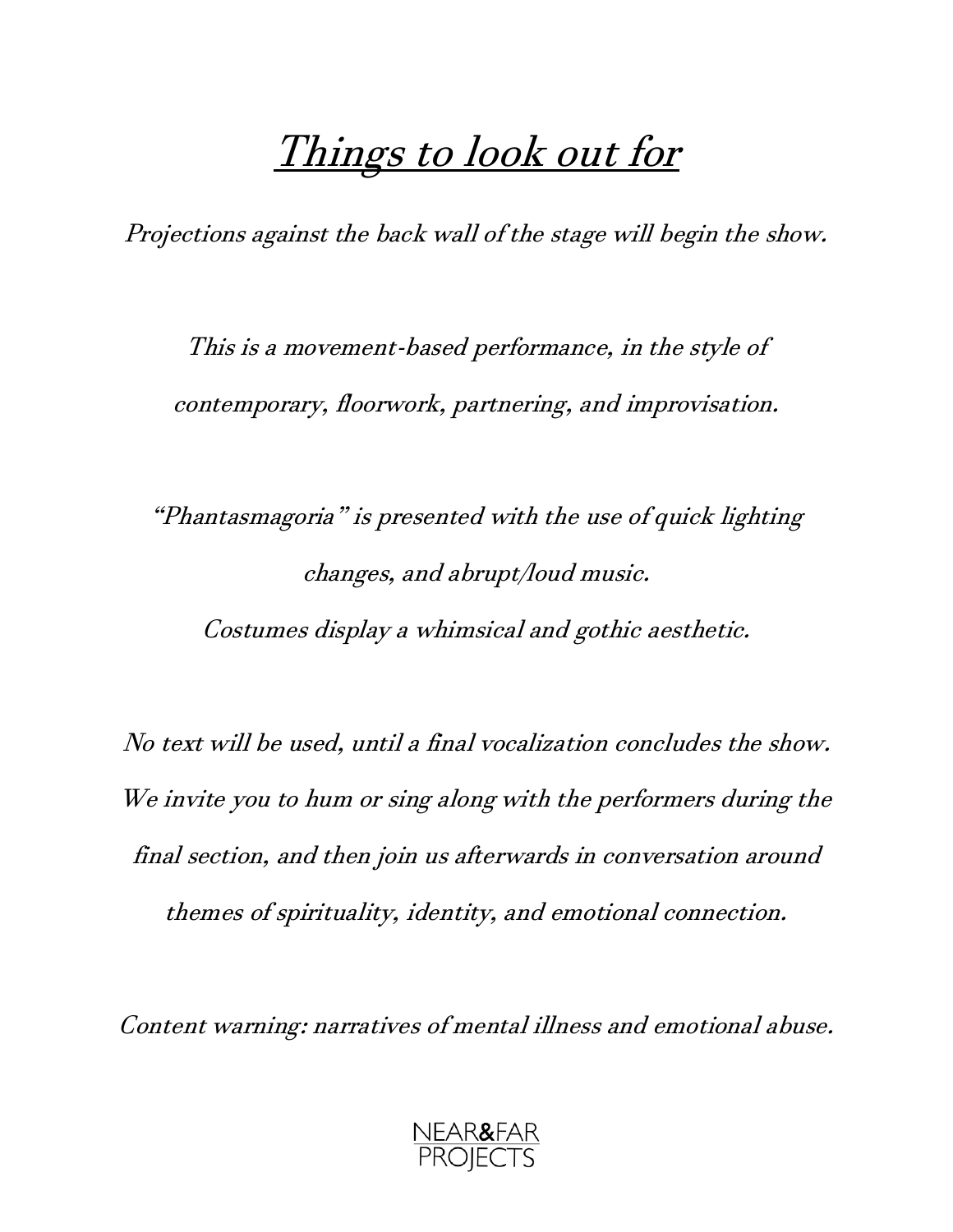# *Things to look out for*

*Projections against the back wall of the stage will begin the show.*

*This is a movement-based performance, in the style of contemporary, floorwork, partnering, and improvisation.*

*"Phantasmagoria" is presented with the use of quick lighting changes, and abrupt/loud music.*
*Costumes display a whimsical and gothic aesthetic.*

*No text will be used, until a final vocalization concludes the show. We invite you to hum or sing along with the performers during the final section, and then join us afterwards in conversation around themes of spirituality, identity, and emotional connection.*

*Content warning: narratives of mental illness and emotional abuse.*

NEAR&FAR PROJECTS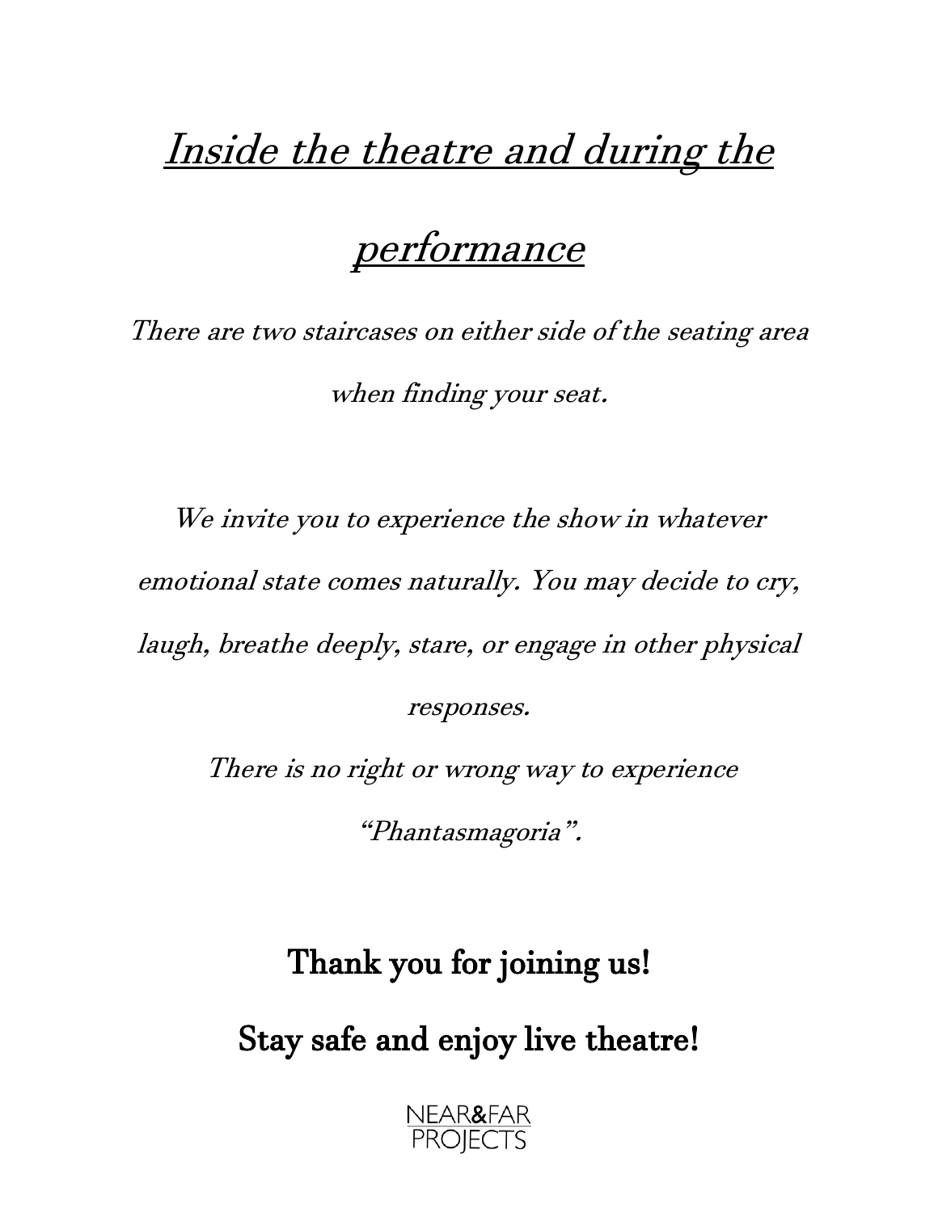# *Inside the theatre and during the performance*

*There are two staircases on either side of the seating area when finding your seat.*

*We invite you to experience the show in whatever emotional state comes naturally. You may decide to cry, laugh, breathe deeply, stare, or engage in other physical responses.*

*There is no right or wrong way to experience "Phantasmagoria".*

**Thank you for joining us!**

**Stay safe and enjoy live theatre!**

NEAR&FAR PROJECTS